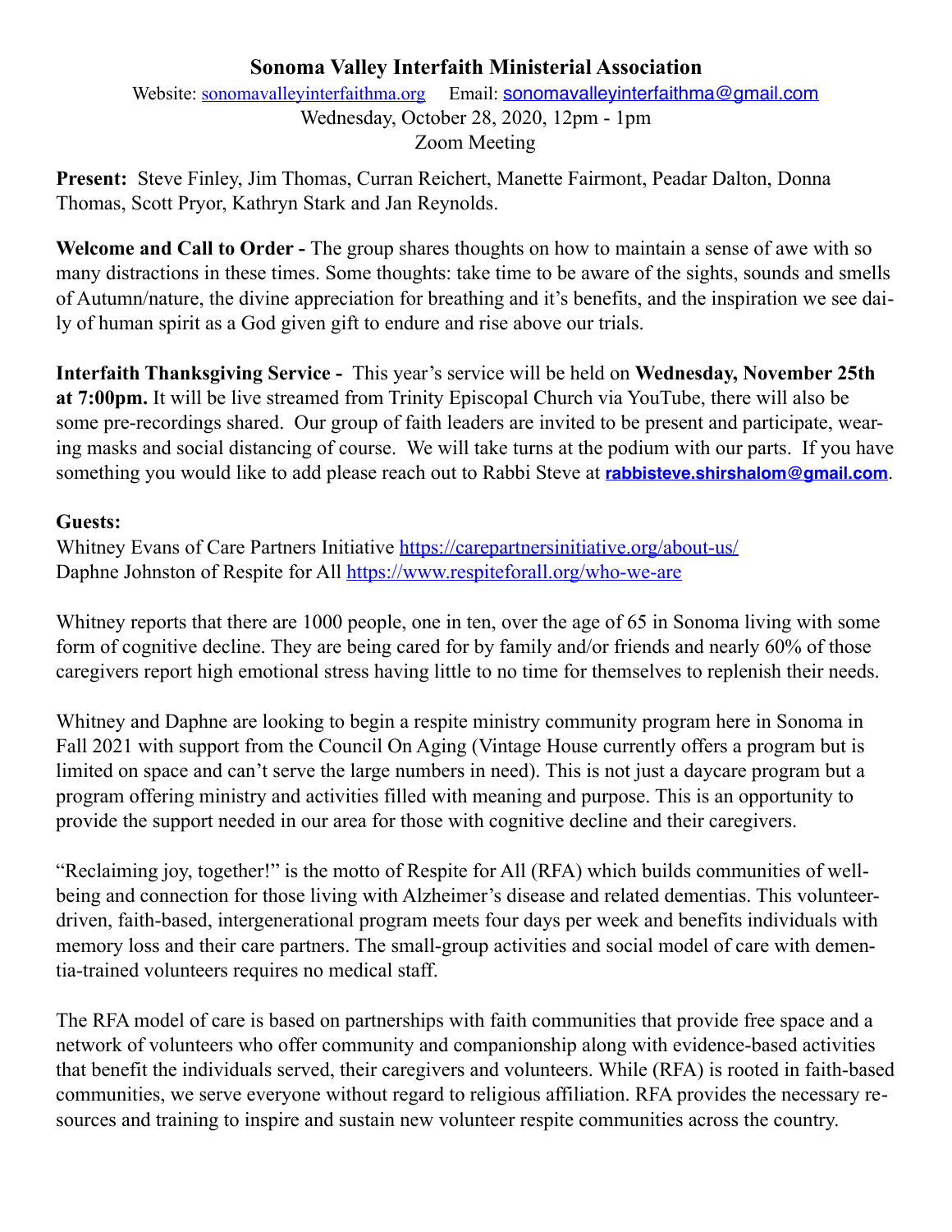# Sonoma Valley Interfaith Ministerial Association

Website: sonomavalleyinterfaithma.org Email: sonomavalleyinterfaithma@gmail.com
Wednesday, October 28, 2020, 12pm - 1pm
Zoom Meeting

**Present:** Steve Finley, Jim Thomas, Curran Reichert, Manette Fairmont, Peadar Dalton, Donna Thomas, Scott Pryor, Kathryn Stark and Jan Reynolds.

**Welcome and Call to Order -** The group shares thoughts on how to maintain a sense of awe with so many distractions in these times. Some thoughts: take time to be aware of the sights, sounds and smells of Autumn/nature, the divine appreciation for breathing and it's benefits, and the inspiration we see daily of human spirit as a God given gift to endure and rise above our trials.

**Interfaith Thanksgiving Service -** This year's service will be held on **Wednesday, November 25th at 7:00pm.** It will be live streamed from Trinity Episcopal Church via YouTube, there will also be some pre-recordings shared. Our group of faith leaders are invited to be present and participate, wearing masks and social distancing of course. We will take turns at the podium with our parts. If you have something you would like to add please reach out to Rabbi Steve at **rabbisteve.shirshalom@gmail.com**.

**Guests:**
Whitney Evans of Care Partners Initiative https://carepartnersinitiative.org/about-us/
Daphne Johnston of Respite for All https://www.respiteforall.org/who-we-are

Whitney reports that there are 1000 people, one in ten, over the age of 65 in Sonoma living with some form of cognitive decline. They are being cared for by family and/or friends and nearly 60% of those caregivers report high emotional stress having little to no time for themselves to replenish their needs.

Whitney and Daphne are looking to begin a respite ministry community program here in Sonoma in Fall 2021 with support from the Council On Aging (Vintage House currently offers a program but is limited on space and can't serve the large numbers in need). This is not just a daycare program but a program offering ministry and activities filled with meaning and purpose. This is an opportunity to provide the support needed in our area for those with cognitive decline and their caregivers.

"Reclaiming joy, together!" is the motto of Respite for All (RFA) which builds communities of well-being and connection for those living with Alzheimer's disease and related dementias. This volunteer-driven, faith-based, intergenerational program meets four days per week and benefits individuals with memory loss and their care partners. The small-group activities and social model of care with dementia-trained volunteers requires no medical staff.

The RFA model of care is based on partnerships with faith communities that provide free space and a network of volunteers who offer community and companionship along with evidence-based activities that benefit the individuals served, their caregivers and volunteers. While (RFA) is rooted in faith-based communities, we serve everyone without regard to religious affiliation. RFA provides the necessary resources and training to inspire and sustain new volunteer respite communities across the country.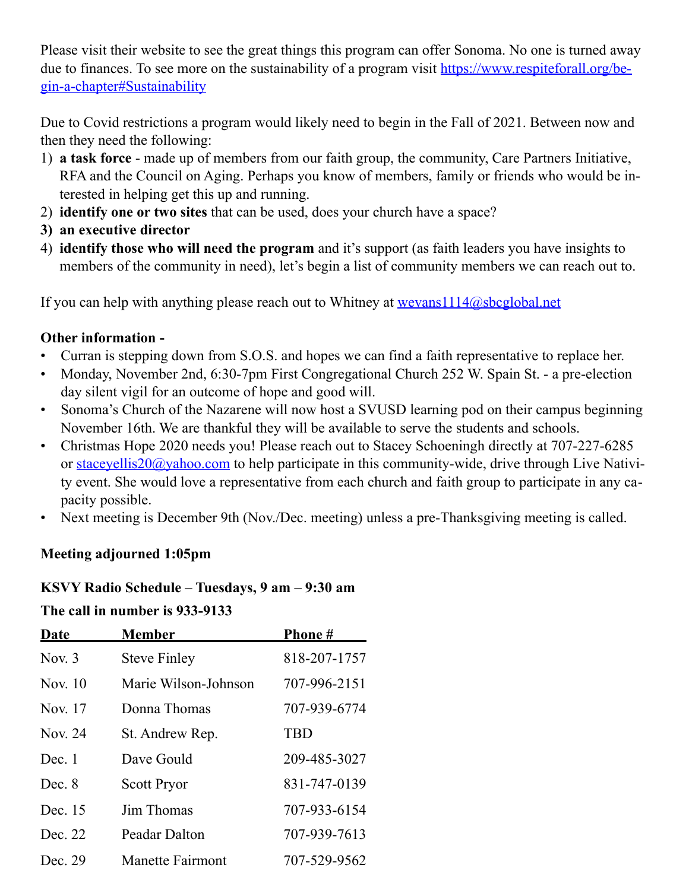Please visit their website to see the great things this program can offer Sonoma. No one is turned away due to finances. To see more on the sustainability of a program visit https://www.respiteforall.org/begin-a-chapter#Sustainability

Due to Covid restrictions a program would likely need to begin in the Fall of 2021. Between now and then they need the following:

1) **a task force** - made up of members from our faith group, the community, Care Partners Initiative, RFA and the Council on Aging. Perhaps you know of members, family or friends who would be interested in helping get this up and running.
2) **identify one or two sites** that can be used, does your church have a space?
3) **an executive director**
4) **identify those who will need the program** and it's support (as faith leaders you have insights to members of the community in need), let's begin a list of community members we can reach out to.

If you can help with anything please reach out to Whitney at wevans1114@sbcglobal.net

**Other information -**

- Curran is stepping down from S.O.S. and hopes we can find a faith representative to replace her.
- Monday, November 2nd, 6:30-7pm First Congregational Church 252 W. Spain St. - a pre-election day silent vigil for an outcome of hope and good will.
- Sonoma's Church of the Nazarene will now host a SVUSD learning pod on their campus beginning November 16th. We are thankful they will be available to serve the students and schools.
- Christmas Hope 2020 needs you! Please reach out to Stacey Schoeningh directly at 707-227-6285 or staceyellis20@yahoo.com to help participate in this community-wide, drive through Live Nativity event. She would love a representative from each church and faith group to participate in any capacity possible.
- Next meeting is December 9th (Nov./Dec. meeting) unless a pre-Thanksgiving meeting is called.

**Meeting adjourned 1:05pm**

**KSVY Radio Schedule – Tuesdays, 9 am – 9:30 am**

**The call in number is 933-9133**

| Date | Member | Phone # |
|---|---|---|
| Nov. 3 | Steve Finley | 818-207-1757 |
| Nov. 10 | Marie Wilson-Johnson | 707-996-2151 |
| Nov. 17 | Donna Thomas | 707-939-6774 |
| Nov. 24 | St. Andrew Rep. | TBD |
| Dec. 1 | Dave Gould | 209-485-3027 |
| Dec. 8 | Scott Pryor | 831-747-0139 |
| Dec. 15 | Jim Thomas | 707-933-6154 |
| Dec. 22 | Peadar Dalton | 707-939-7613 |
| Dec. 29 | Manette Fairmont | 707-529-9562 |